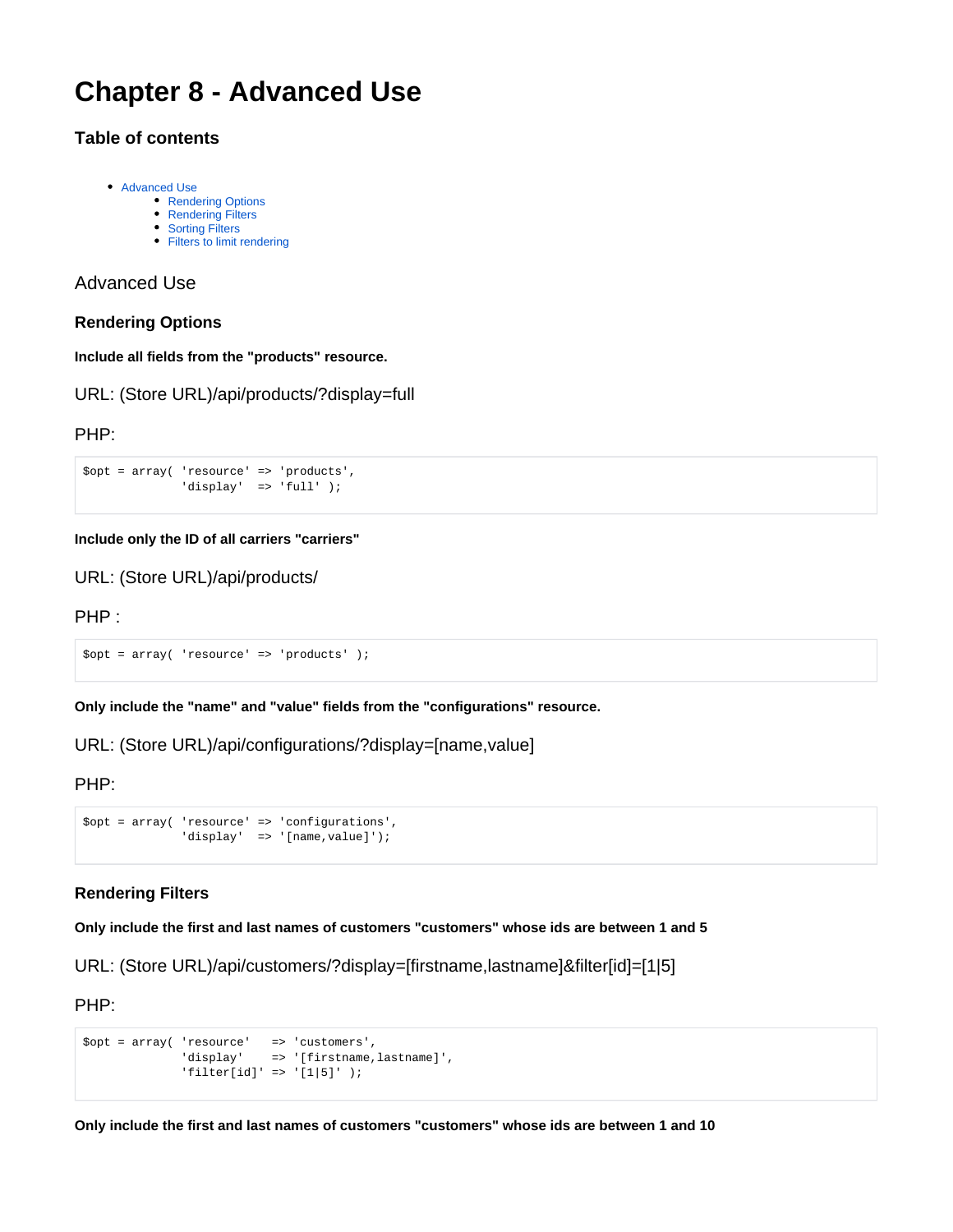# Chapter 8 - Advanced Use

### Table of contents

- Advanced Use
  - Rendering Options
  - Rendering Filters
  - Sorting Filters
  - Filters to limit rendering

## Advanced Use

### Rendering Options

**Include all fields from the "products" resource.**

URL: (Store URL)/api/products/?display=full

PHP:

```
$opt = array( 'resource' => 'products',
              'display'  => 'full' );
```

**Include only the ID of all carriers "carriers"**

URL: (Store URL)/api/products/

PHP :

```
$opt = array( 'resource' => 'products' );
```

**Only include the "name" and "value" fields from the "configurations" resource.**

URL: (Store URL)/api/configurations/?display=[name,value]

PHP:

```
$opt = array( 'resource' => 'configurations',
              'display'  => '[name,value]');
```

### Rendering Filters

**Only include the first and last names of customers "customers" whose ids are between 1 and 5**

URL: (Store URL)/api/customers/?display=[firstname,lastname]&filter[id]=[1|5]

PHP:

```
$opt = array( 'resource'   => 'customers',
              'display'    => '[firstname,lastname]',
              'filter[id]' => '[1|5]' );
```

**Only include the first and last names of customers "customers" whose ids are between 1 and 10**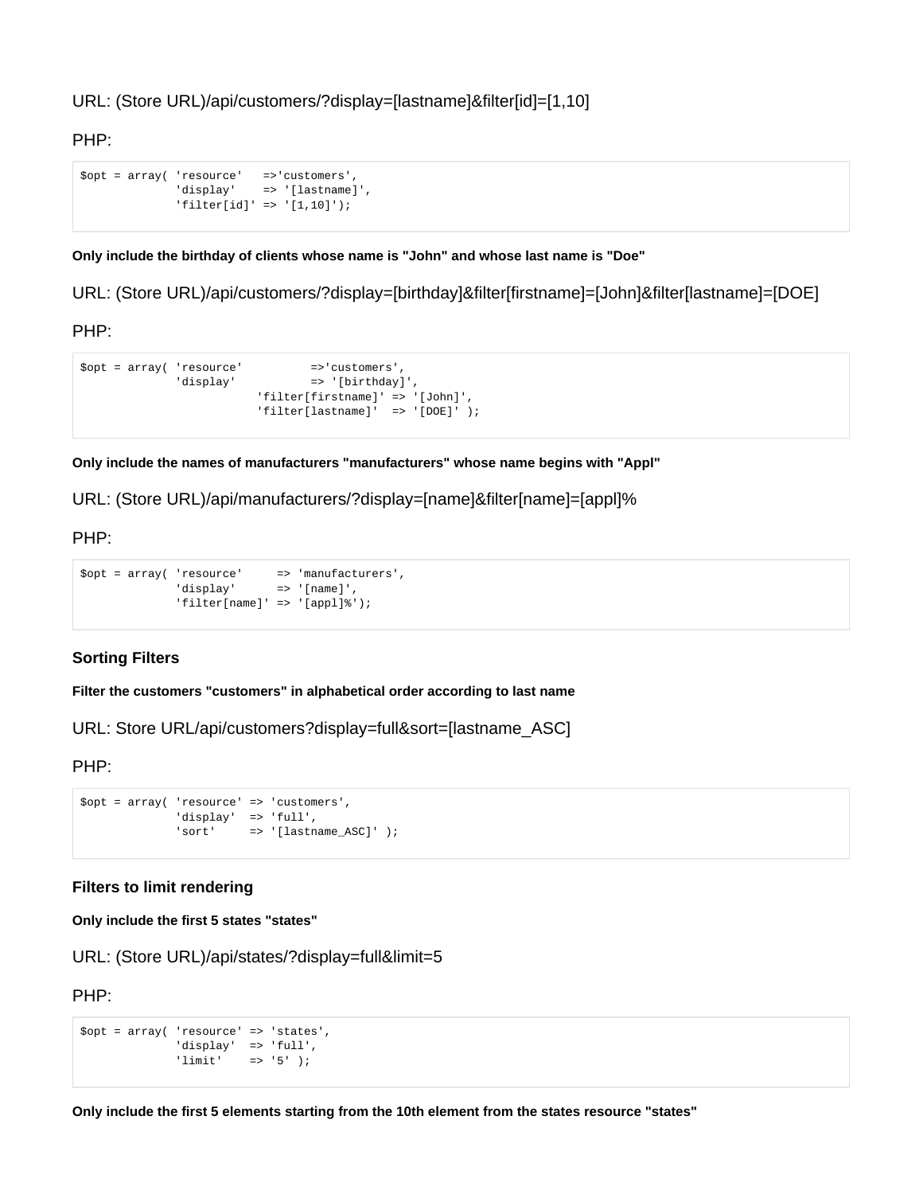URL: (Store URL)/api/customers/?display=[lastname]&filter[id]=[1,10]

PHP:

```
$opt = array( 'resource'   =>'customers',
              'display'    => '[lastname]',
              'filter[id]' => '[1,10]');
```

##### Only include the birthday of clients whose name is "John" and whose last name is "Doe"

URL: (Store URL)/api/customers/?display=[birthday]&filter[firstname]=[John]&filter[lastname]=[DOE]

PHP:

```
$opt = array( 'resource'          =>'customers',
              'display'           => '[birthday]',
                          'filter[firstname]' => '[John]',
                          'filter[lastname]'  => '[DOE]' );
```

##### Only include the names of manufacturers "manufacturers" whose name begins with "Appl"

URL: (Store URL)/api/manufacturers/?display=[name]&filter[name]=[appl]%

PHP:

```
$opt = array( 'resource'     => 'manufacturers',
              'display'      => '[name]',
              'filter[name]' => '[appl]%');
```

### Sorting Filters

##### Filter the customers "customers" in alphabetical order according to last name

URL: Store URL/api/customers?display=full&sort=[lastname_ASC]

PHP:

```
$opt = array( 'resource' => 'customers',
              'display'  => 'full',
              'sort'     => '[lastname_ASC]' );
```

### Filters to limit rendering

##### Only include the first 5 states "states"

URL: (Store URL)/api/states/?display=full&limit=5

PHP:

```
$opt = array( 'resource' => 'states',
              'display'  => 'full',
              'limit'    => '5' );
```

##### Only include the first 5 elements starting from the 10th element from the states resource "states"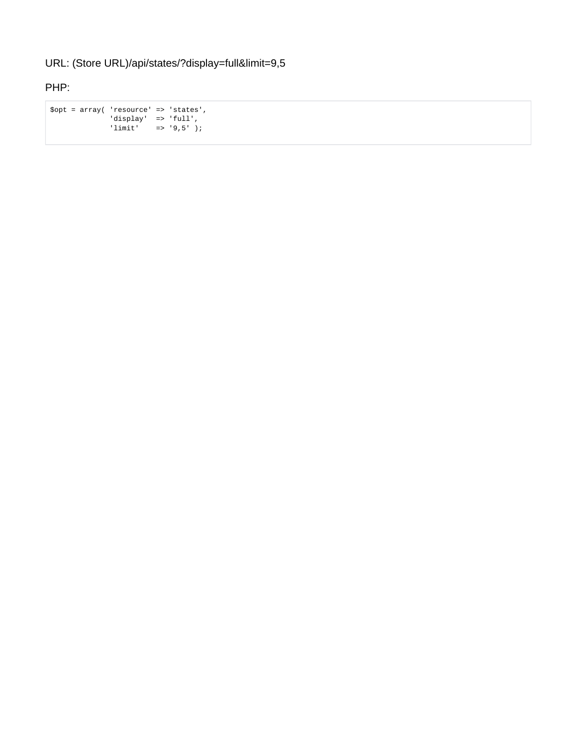URL: (Store URL)/api/states/?display=full&limit=9,5

PHP:

```
$opt = array( 'resource' => 'states',
              'display'  => 'full',
              'limit'    => '9,5' );
```